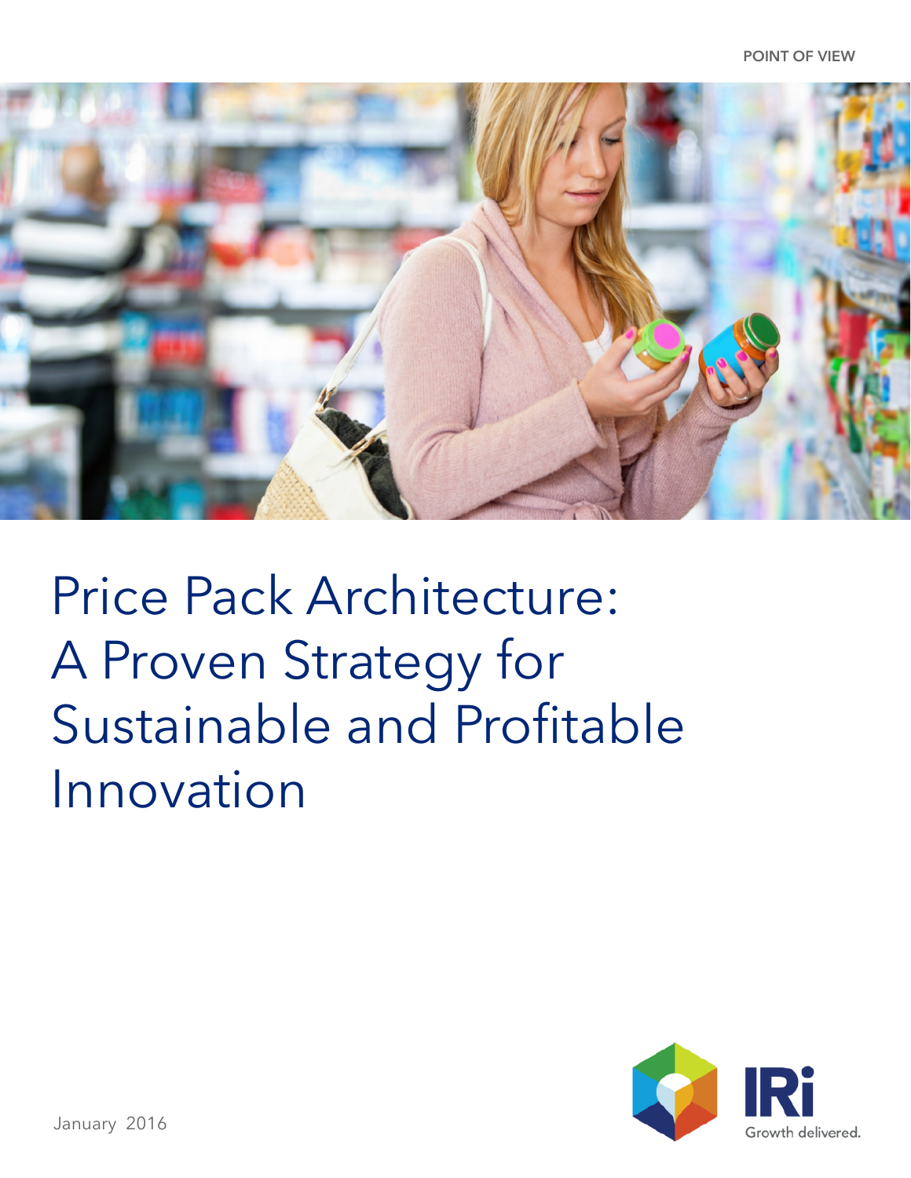POINT OF VIEW

# Price Pack Architecture: A Proven Strategy for Sustainable and Profitable Innovation

January 2016

IRi
Growth delivered.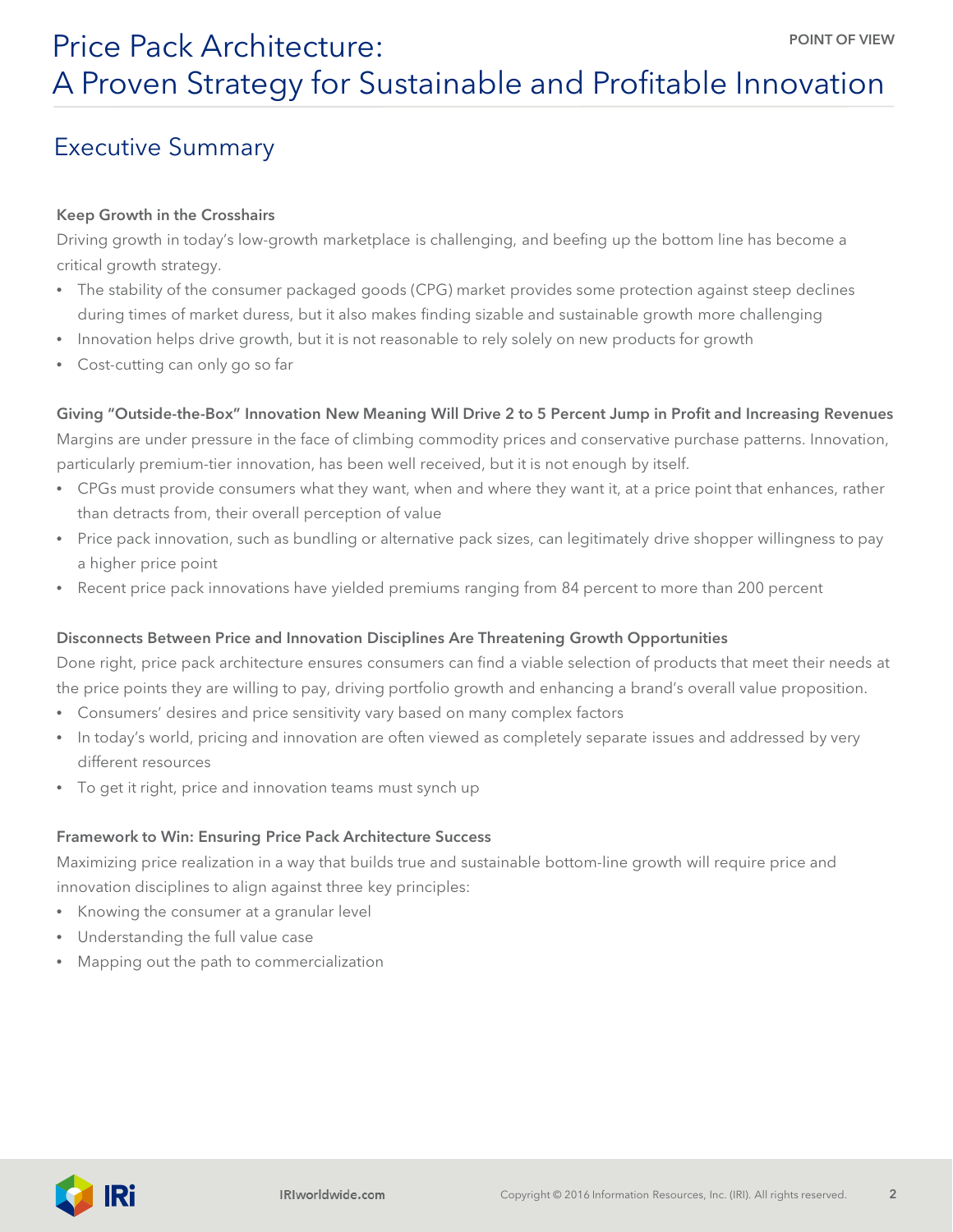# Price Pack Architecture: A Proven Strategy for Sustainable and Profitable Innovation

## Executive Summary

### Keep Growth in the Crosshairs

Driving growth in today's low-growth marketplace is challenging, and beefing up the bottom line has become a critical growth strategy.

- The stability of the consumer packaged goods (CPG) market provides some protection against steep declines during times of market duress, but it also makes finding sizable and sustainable growth more challenging
- Innovation helps drive growth, but it is not reasonable to rely solely on new products for growth
- Cost-cutting can only go so far

### Giving "Outside-the-Box" Innovation New Meaning Will Drive 2 to 5 Percent Jump in Profit and Increasing Revenues

Margins are under pressure in the face of climbing commodity prices and conservative purchase patterns. Innovation, particularly premium-tier innovation, has been well received, but it is not enough by itself.

- CPGs must provide consumers what they want, when and where they want it, at a price point that enhances, rather than detracts from, their overall perception of value
- Price pack innovation, such as bundling or alternative pack sizes, can legitimately drive shopper willingness to pay a higher price point
- Recent price pack innovations have yielded premiums ranging from 84 percent to more than 200 percent

### Disconnects Between Price and Innovation Disciplines Are Threatening Growth Opportunities

Done right, price pack architecture ensures consumers can find a viable selection of products that meet their needs at the price points they are willing to pay, driving portfolio growth and enhancing a brand's overall value proposition.

- Consumers' desires and price sensitivity vary based on many complex factors
- In today's world, pricing and innovation are often viewed as completely separate issues and addressed by very different resources
- To get it right, price and innovation teams must synch up

### Framework to Win: Ensuring Price Pack Architecture Success

Maximizing price realization in a way that builds true and sustainable bottom-line growth will require price and innovation disciplines to align against three key principles:

- Knowing the consumer at a granular level
- Understanding the full value case
- Mapping out the path to commercialization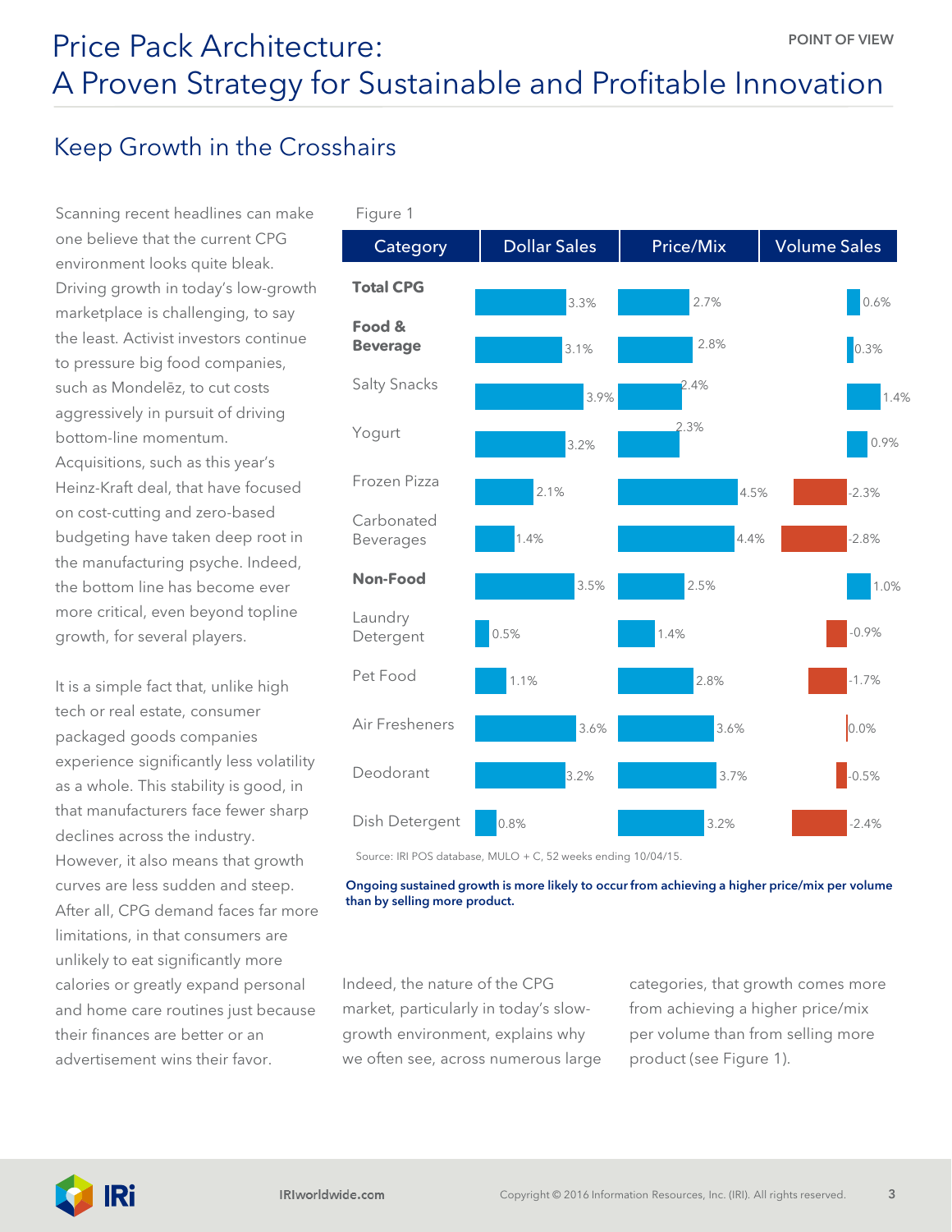# Price Pack Architecture: A Proven Strategy for Sustainable and Profitable Innovation

## Keep Growth in the Crosshairs

Scanning recent headlines can make one believe that the current CPG environment looks quite bleak. Driving growth in today's low-growth marketplace is challenging, to say the least. Activist investors continue to pressure big food companies, such as Mondelēz, to cut costs aggressively in pursuit of driving bottom-line momentum. Acquisitions, such as this year's Heinz-Kraft deal, that have focused on cost-cutting and zero-based budgeting have taken deep root in the manufacturing psyche. Indeed, the bottom line has become ever more critical, even beyond topline growth, for several players.

It is a simple fact that, unlike high tech or real estate, consumer packaged goods companies experience significantly less volatility as a whole. This stability is good, in that manufacturers face fewer sharp declines across the industry. However, it also means that growth curves are less sudden and steep. After all, CPG demand faces far more limitations, in that consumers are unlikely to eat significantly more calories or greatly expand personal and home care routines just because their finances are better or an advertisement wins their favor.

Figure 1

| Category | Dollar Sales | Price/Mix | Volume Sales |
|---|---|---|---|
| **Total CPG** | 3.3% | 2.7% | 0.6% |
| **Food & Beverage** | 3.1% | 2.8% | 0.3% |
| Salty Snacks | 3.9% | 2.4% | 1.4% |
| Yogurt | 3.2% | 2.3% | 0.9% |
| Frozen Pizza | 2.1% | 4.5% | -2.3% |
| Carbonated Beverages | 1.4% | 4.4% | -2.8% |
| **Non-Food** | 3.5% | 2.5% | 1.0% |
| Laundry Detergent | 0.5% | 1.4% | -0.9% |
| Pet Food | 1.1% | 2.8% | -1.7% |
| Air Fresheners | 3.6% | 3.6% | 0.0% |
| Deodorant | 3.2% | 3.7% | -0.5% |
| Dish Detergent | 0.8% | 3.2% | -2.4% |

Source: IRI POS database, MULO + C, 52 weeks ending 10/04/15.

**Ongoing sustained growth is more likely to occur from achieving a higher price/mix per volume than by selling more product.**

Indeed, the nature of the CPG market, particularly in today's slow-growth environment, explains why we often see, across numerous large categories, that growth comes more from achieving a higher price/mix per volume than from selling more product (see Figure 1).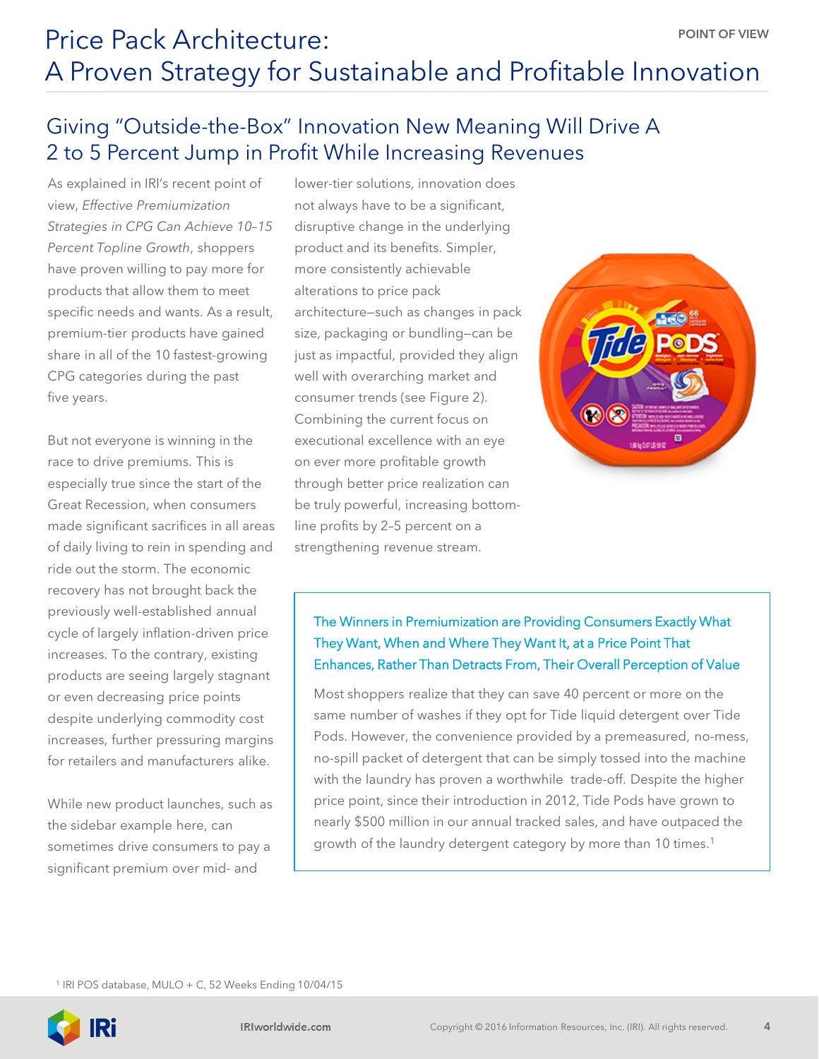# Price Pack Architecture: A Proven Strategy for Sustainable and Profitable Innovation

## Giving "Outside-the-Box" Innovation New Meaning Will Drive A 2 to 5 Percent Jump in Profit While Increasing Revenues

As explained in IRI's recent point of view, *Effective Premiumization Strategies in CPG Can Achieve 10–15 Percent Topline Growth*, shoppers have proven willing to pay more for products that allow them to meet specific needs and wants. As a result, premium-tier products have gained share in all of the 10 fastest-growing CPG categories during the past five years.

But not everyone is winning in the race to drive premiums. This is especially true since the start of the Great Recession, when consumers made significant sacrifices in all areas of daily living to rein in spending and ride out the storm. The economic recovery has not brought back the previously well-established annual cycle of largely inflation-driven price increases. To the contrary, existing products are seeing largely stagnant or even decreasing price points despite underlying commodity cost increases, further pressuring margins for retailers and manufacturers alike.

While new product launches, such as the sidebar example here, can sometimes drive consumers to pay a significant premium over mid- and lower-tier solutions, innovation does not always have to be a significant, disruptive change in the underlying product and its benefits. Simpler, more consistently achievable alterations to price pack architecture—such as changes in pack size, packaging or bundling—can be just as impactful, provided they align well with overarching market and consumer trends (see Figure 2). Combining the current focus on executional excellence with an eye on ever more profitable growth through better price realization can be truly powerful, increasing bottom-line profits by 2–5 percent on a strengthening revenue stream.

### The Winners in Premiumization are Providing Consumers Exactly What They Want, When and Where They Want It, at a Price Point That Enhances, Rather Than Detracts From, Their Overall Perception of Value

Most shoppers realize that they can save 40 percent or more on the same number of washes if they opt for Tide liquid detergent over Tide Pods. However, the convenience provided by a premeasured, no-mess, no-spill packet of detergent that can be simply tossed into the machine with the laundry has proven a worthwhile trade-off. Despite the higher price point, since their introduction in 2012, Tide Pods have grown to nearly $500 million in our annual tracked sales, and have outpaced the growth of the laundry detergent category by more than 10 times.[1]

[1] IRI POS database, MULO + C, 52 Weeks Ending 10/04/15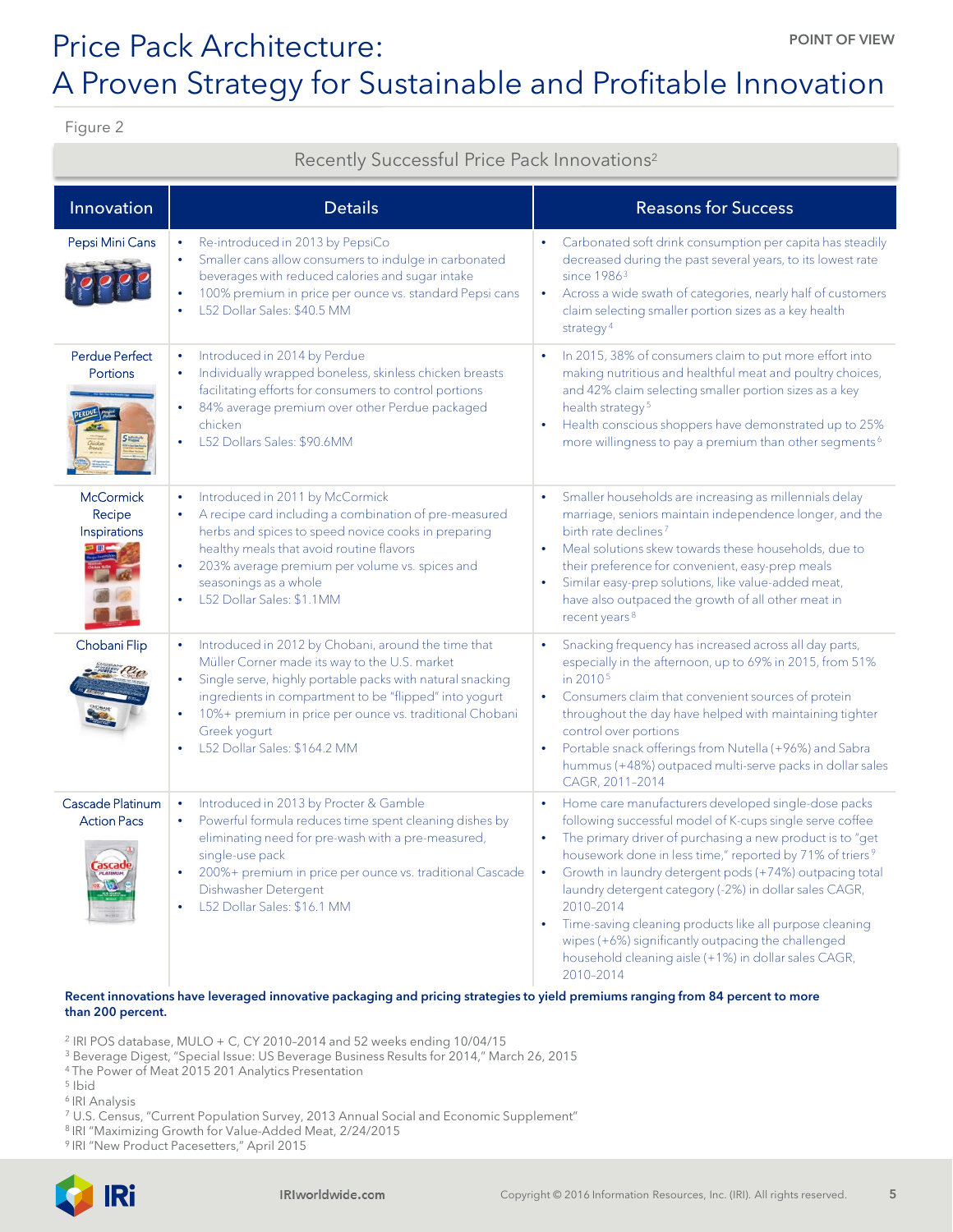# Price Pack Architecture: A Proven Strategy for Sustainable and Profitable Innovation

POINT OF VIEW

Figure 2

Recently Successful Price Pack Innovations[2]

| Innovation | Details | Reasons for Success |
|---|---|---|
| Pepsi Mini Cans | • Re-introduced in 2013 by PepsiCo<br>• Smaller cans allow consumers to indulge in carbonated beverages with reduced calories and sugar intake<br>• 100% premium in price per ounce vs. standard Pepsi cans<br>• L52 Dollar Sales: $40.5 MM | • Carbonated soft drink consumption per capita has steadily decreased during the past several years, to its lowest rate since 1986[3]<br>• Across a wide swath of categories, nearly half of customers claim selecting smaller portion sizes as a key health strategy[4] |
| Perdue Perfect Portions | • Introduced in 2014 by Perdue<br>• Individually wrapped boneless, skinless chicken breasts facilitating efforts for consumers to control portions<br>• 84% average premium over other Perdue packaged chicken<br>• L52 Dollars Sales: $90.6MM | • In 2015, 38% of consumers claim to put more effort into making nutritious and healthful meat and poultry choices, and 42% claim selecting smaller portion sizes as a key health strategy[5]<br>• Health conscious shoppers have demonstrated up to 25% more willingness to pay a premium than other segments[6] |
| McCormick Recipe Inspirations | • Introduced in 2011 by McCormick<br>• A recipe card including a combination of pre-measured herbs and spices to speed novice cooks in preparing healthy meals that avoid routine flavors<br>• 203% average premium per volume vs. spices and seasonings as a whole<br>• L52 Dollar Sales: $1.1MM | • Smaller households are increasing as millennials delay marriage, seniors maintain independence longer, and the birth rate declines[7]<br>• Meal solutions skew towards these households, due to their preference for convenient, easy-prep meals<br>• Similar easy-prep solutions, like value-added meat, have also outpaced the growth of all other meat in recent years[8] |
| Chobani Flip | • Introduced in 2012 by Chobani, around the time that Müller Corner made its way to the U.S. market<br>• Single serve, highly portable packs with natural snacking ingredients in compartment to be "flipped" into yogurt<br>• 10%+ premium in price per ounce vs. traditional Chobani Greek yogurt<br>• L52 Dollar Sales: $164.2 MM | • Snacking frequency has increased across all day parts, especially in the afternoon, up to 69% in 2015, from 51% in 2010[5]<br>• Consumers claim that convenient sources of protein throughout the day have helped with maintaining tighter control over portions<br>• Portable snack offerings from Nutella (+96%) and Sabra hummus (+48%) outpaced multi-serve packs in dollar sales CAGR, 2011–2014 |
| Cascade Platinum Action Pacs | • Introduced in 2013 by Procter & Gamble<br>• Powerful formula reduces time spent cleaning dishes by eliminating need for pre-wash with a pre-measured, single-use pack<br>• 200%+ premium in price per ounce vs. traditional Cascade Dishwasher Detergent<br>• L52 Dollar Sales: $16.1 MM | • Home care manufacturers developed single-dose packs following successful model of K-cups single serve coffee<br>• The primary driver of purchasing a new product is to "get housework done in less time," reported by 71% of triers[9]<br>• Growth in laundry detergent pods (+74%) outpacing total laundry detergent category (-2%) in dollar sales CAGR, 2010–2014<br>• Time-saving cleaning products like all purpose cleaning wipes (+6%) significantly outpacing the challenged household cleaning aisle (+1%) in dollar sales CAGR, 2010–2014 |

**Recent innovations have leveraged innovative packaging and pricing strategies to yield premiums ranging from 84 percent to more than 200 percent.**

[2] IRI POS database, MULO + C, CY 2010–2014 and 52 weeks ending 10/04/15
[3] Beverage Digest, "Special Issue: US Beverage Business Results for 2014," March 26, 2015
[4] The Power of Meat 2015 201 Analytics Presentation
[5] Ibid
[6] IRI Analysis
[7] U.S. Census, "Current Population Survey, 2013 Annual Social and Economic Supplement"
[8] IRI "Maximizing Growth for Value-Added Meat, 2/24/2015
[9] IRI "New Product Pacesetters," April 2015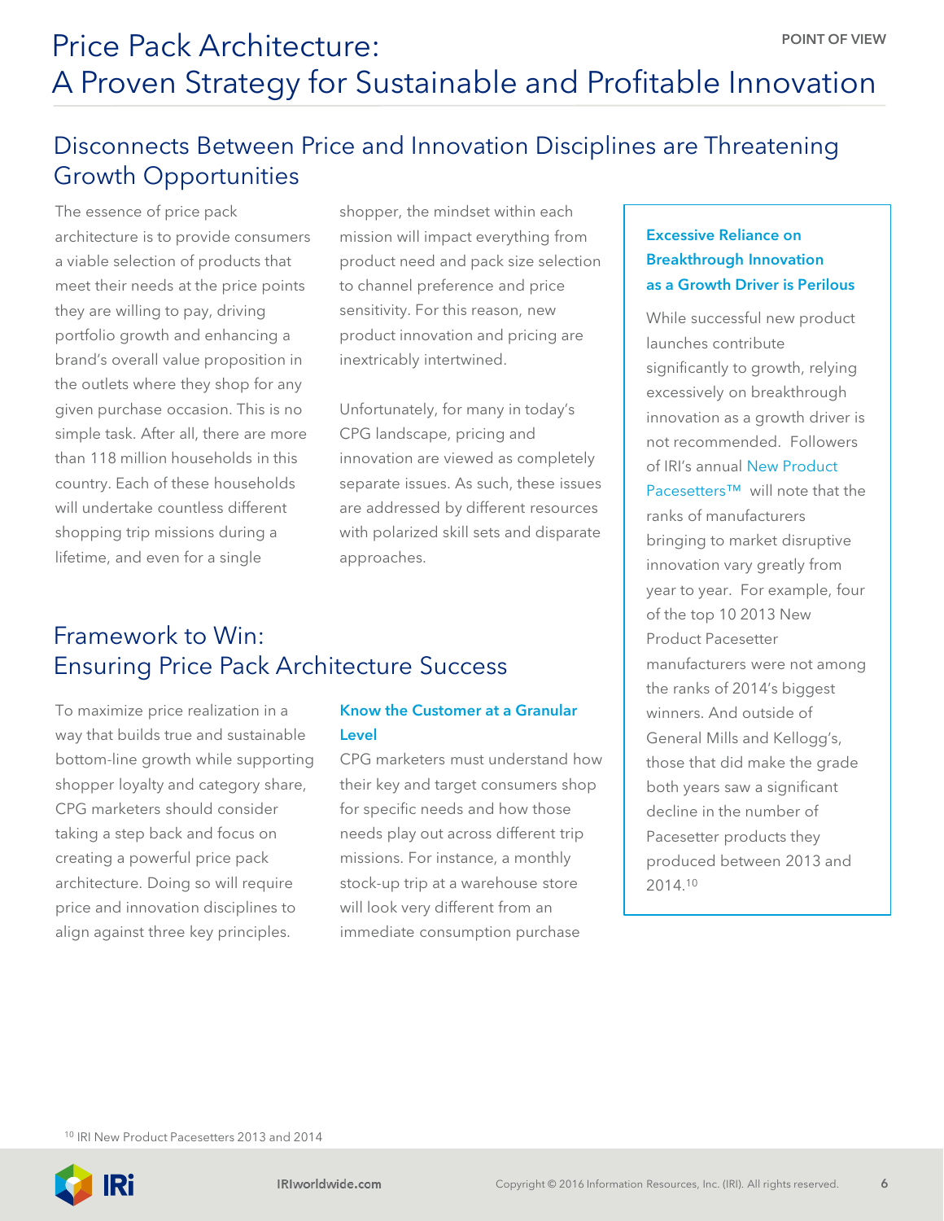# Price Pack Architecture: A Proven Strategy for Sustainable and Profitable Innovation

## Disconnects Between Price and Innovation Disciplines are Threatening Growth Opportunities

The essence of price pack architecture is to provide consumers a viable selection of products that meet their needs at the price points they are willing to pay, driving portfolio growth and enhancing a brand's overall value proposition in the outlets where they shop for any given purchase occasion. This is no simple task. After all, there are more than 118 million households in this country. Each of these households will undertake countless different shopping trip missions during a lifetime, and even for a single shopper, the mindset within each mission will impact everything from product need and pack size selection to channel preference and price sensitivity. For this reason, new product innovation and pricing are inextricably intertwined.

Unfortunately, for many in today's CPG landscape, pricing and innovation are viewed as completely separate issues. As such, these issues are addressed by different resources with polarized skill sets and disparate approaches.

### Excessive Reliance on Breakthrough Innovation as a Growth Driver is Perilous

While successful new product launches contribute significantly to growth, relying excessively on breakthrough innovation as a growth driver is not recommended. Followers of IRI's annual New Product Pacesetters™ will note that the ranks of manufacturers bringing to market disruptive innovation vary greatly from year to year. For example, four of the top 10 2013 New Product Pacesetter manufacturers were not among the ranks of 2014's biggest winners. And outside of General Mills and Kellogg's, those that did make the grade both years saw a significant decline in the number of Pacesetter products they produced between 2013 and 2014.[10]

## Framework to Win: Ensuring Price Pack Architecture Success

To maximize price realization in a way that builds true and sustainable bottom-line growth while supporting shopper loyalty and category share, CPG marketers should consider taking a step back and focus on creating a powerful price pack architecture. Doing so will require price and innovation disciplines to align against three key principles.

### Know the Customer at a Granular Level

CPG marketers must understand how their key and target consumers shop for specific needs and how those needs play out across different trip missions. For instance, a monthly stock-up trip at a warehouse store will look very different from an immediate consumption purchase

[10] IRI New Product Pacesetters 2013 and 2014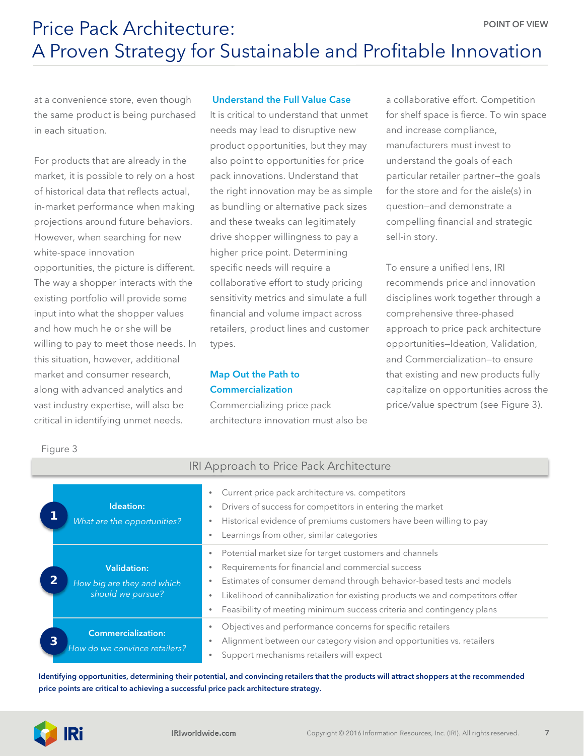at a convenience store, even though the same product is being purchased in each situation.

For products that are already in the market, it is possible to rely on a host of historical data that reflects actual, in-market performance when making projections around future behaviors. However, when searching for new white-space innovation opportunities, the picture is different. The way a shopper interacts with the existing portfolio will provide some input into what the shopper values and how much he or she will be willing to pay to meet those needs. In this situation, however, additional market and consumer research, along with advanced analytics and vast industry expertise, will also be critical in identifying unmet needs.

### Understand the Full Value Case

It is critical to understand that unmet needs may lead to disruptive new product opportunities, but they may also point to opportunities for price pack innovations. Understand that the right innovation may be as simple as bundling or alternative pack sizes and these tweaks can legitimately drive shopper willingness to pay a higher price point. Determining specific needs will require a collaborative effort to study pricing sensitivity metrics and simulate a full financial and volume impact across retailers, product lines and customer types.

### Map Out the Path to Commercialization

Commercializing price pack architecture innovation must also be a collaborative effort. Competition for shelf space is fierce. To win space and increase compliance, manufacturers must invest to understand the goals of each particular retailer partner—the goals for the store and for the aisle(s) in question—and demonstrate a compelling financial and strategic sell-in story.

To ensure a unified lens, IRI recommends price and innovation disciplines work together through a comprehensive three-phased approach to price pack architecture opportunities—Ideation, Validation, and Commercialization—to ensure that existing and new products fully capitalize on opportunities across the price/value spectrum (see Figure 3).

Figure 3

**IRI Approach to Price Pack Architecture**

| Phase | Considerations |
| --- | --- |
| **1 Ideation:** *What are the opportunities?* | • Current price pack architecture vs. competitors<br>• Drivers of success for competitors in entering the market<br>• Historical evidence of premiums customers have been willing to pay<br>• Learnings from other, similar categories |
| **2 Validation:** *How big are they and which should we pursue?* | • Potential market size for target customers and channels<br>• Requirements for financial and commercial success<br>• Estimates of consumer demand through behavior-based tests and models<br>• Likelihood of cannibalization for existing products we and competitors offer<br>• Feasibility of meeting minimum success criteria and contingency plans |
| **3 Commercialization:** *How do we convince retailers?* | • Objectives and performance concerns for specific retailers<br>• Alignment between our category vision and opportunities vs. retailers<br>• Support mechanisms retailers will expect |

**Identifying opportunities, determining their potential, and convincing retailers that the products will attract shoppers at the recommended price points are critical to achieving a successful price pack architecture strategy.**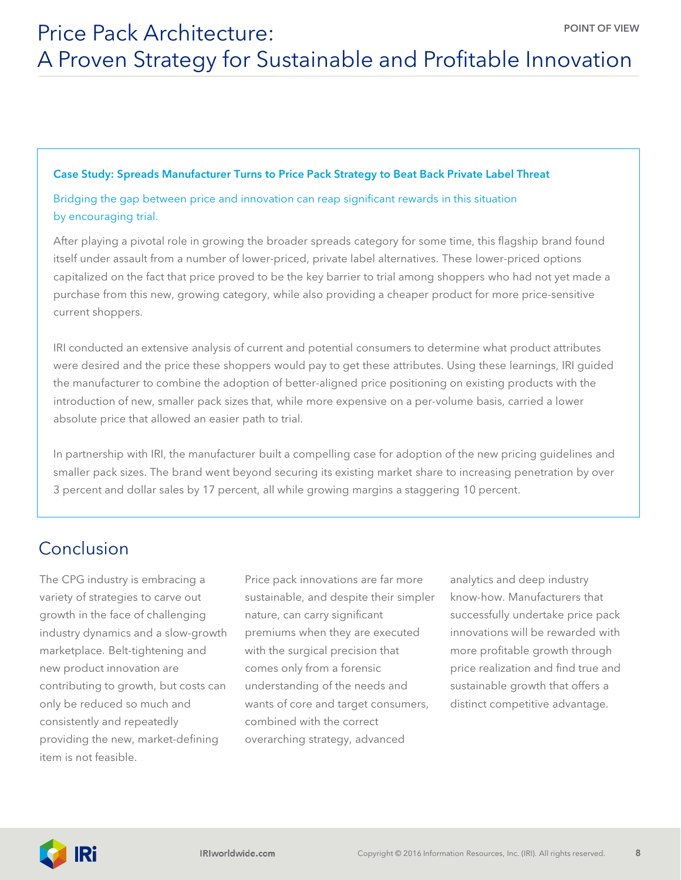### Case Study: Spreads Manufacturer Turns to Price Pack Strategy to Beat Back Private Label Threat

Bridging the gap between price and innovation can reap significant rewards in this situation by encouraging trial.

After playing a pivotal role in growing the broader spreads category for some time, this flagship brand found itself under assault from a number of lower-priced, private label alternatives. These lower-priced options capitalized on the fact that price proved to be the key barrier to trial among shoppers who had not yet made a purchase from this new, growing category, while also providing a cheaper product for more price-sensitive current shoppers.

IRI conducted an extensive analysis of current and potential consumers to determine what product attributes were desired and the price these shoppers would pay to get these attributes. Using these learnings, IRI guided the manufacturer to combine the adoption of better-aligned price positioning on existing products with the introduction of new, smaller pack sizes that, while more expensive on a per-volume basis, carried a lower absolute price that allowed an easier path to trial.

In partnership with IRI, the manufacturer built a compelling case for adoption of the new pricing guidelines and smaller pack sizes. The brand went beyond securing its existing market share to increasing penetration by over 3 percent and dollar sales by 17 percent, all while growing margins a staggering 10 percent.

## Conclusion

The CPG industry is embracing a variety of strategies to carve out growth in the face of challenging industry dynamics and a slow-growth marketplace. Belt-tightening and new product innovation are contributing to growth, but costs can only be reduced so much and consistently and repeatedly providing the new, market-defining item is not feasible.

Price pack innovations are far more sustainable, and despite their simpler nature, can carry significant premiums when they are executed with the surgical precision that comes only from a forensic understanding of the needs and wants of core and target consumers, combined with the correct overarching strategy, advanced analytics and deep industry know-how. Manufacturers that successfully undertake price pack innovations will be rewarded with more profitable growth through price realization and find true and sustainable growth that offers a distinct competitive advantage.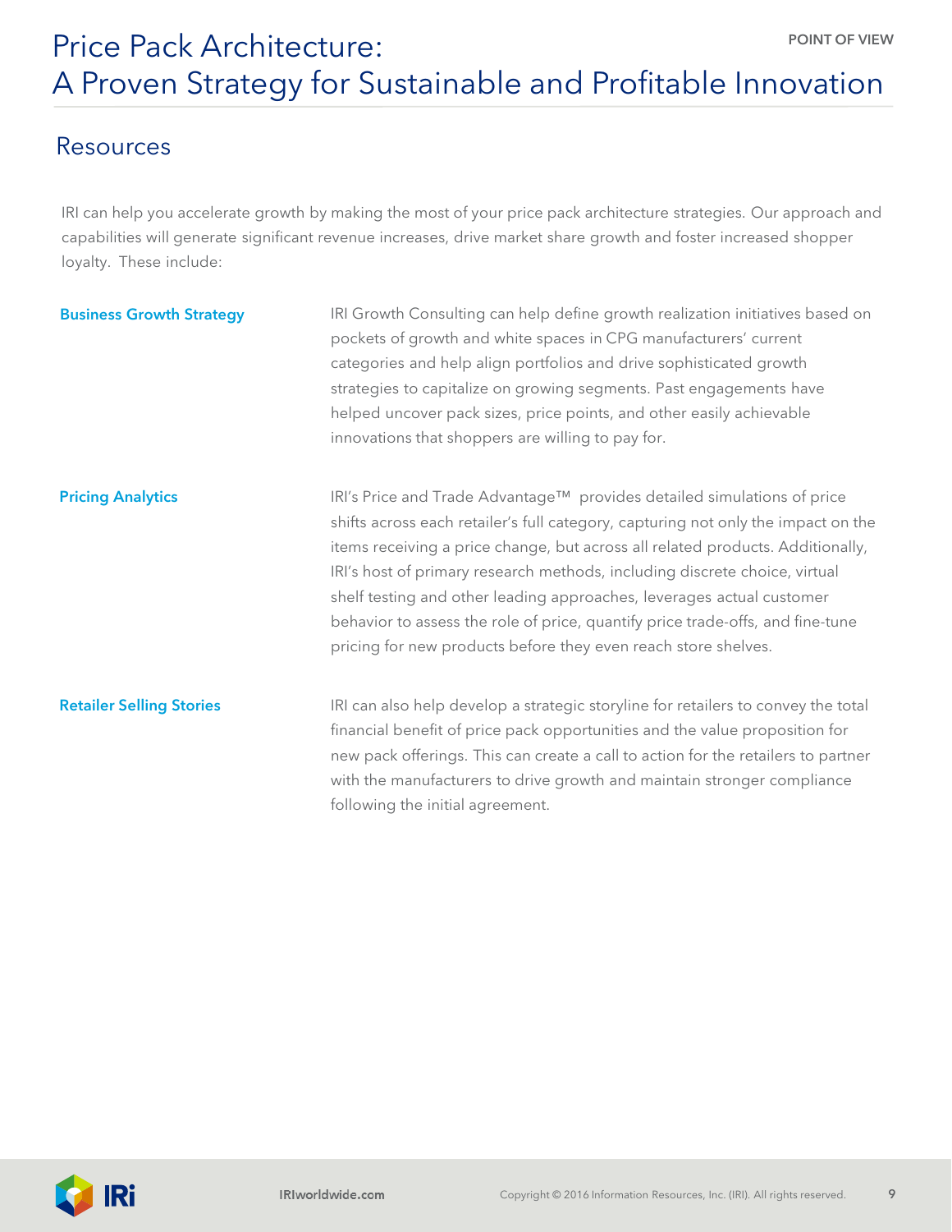## Resources

IRI can help you accelerate growth by making the most of your price pack architecture strategies. Our approach and capabilities will generate significant revenue increases, drive market share growth and foster increased shopper loyalty. These include:

**Business Growth Strategy**

IRI Growth Consulting can help define growth realization initiatives based on pockets of growth and white spaces in CPG manufacturers' current categories and help align portfolios and drive sophisticated growth strategies to capitalize on growing segments. Past engagements have helped uncover pack sizes, price points, and other easily achievable innovations that shoppers are willing to pay for.

**Pricing Analytics**

IRI's Price and Trade Advantage™ provides detailed simulations of price shifts across each retailer's full category, capturing not only the impact on the items receiving a price change, but across all related products. Additionally, IRI's host of primary research methods, including discrete choice, virtual shelf testing and other leading approaches, leverages actual customer behavior to assess the role of price, quantify price trade-offs, and fine-tune pricing for new products before they even reach store shelves.

**Retailer Selling Stories**

IRI can also help develop a strategic storyline for retailers to convey the total financial benefit of price pack opportunities and the value proposition for new pack offerings. This can create a call to action for the retailers to partner with the manufacturers to drive growth and maintain stronger compliance following the initial agreement.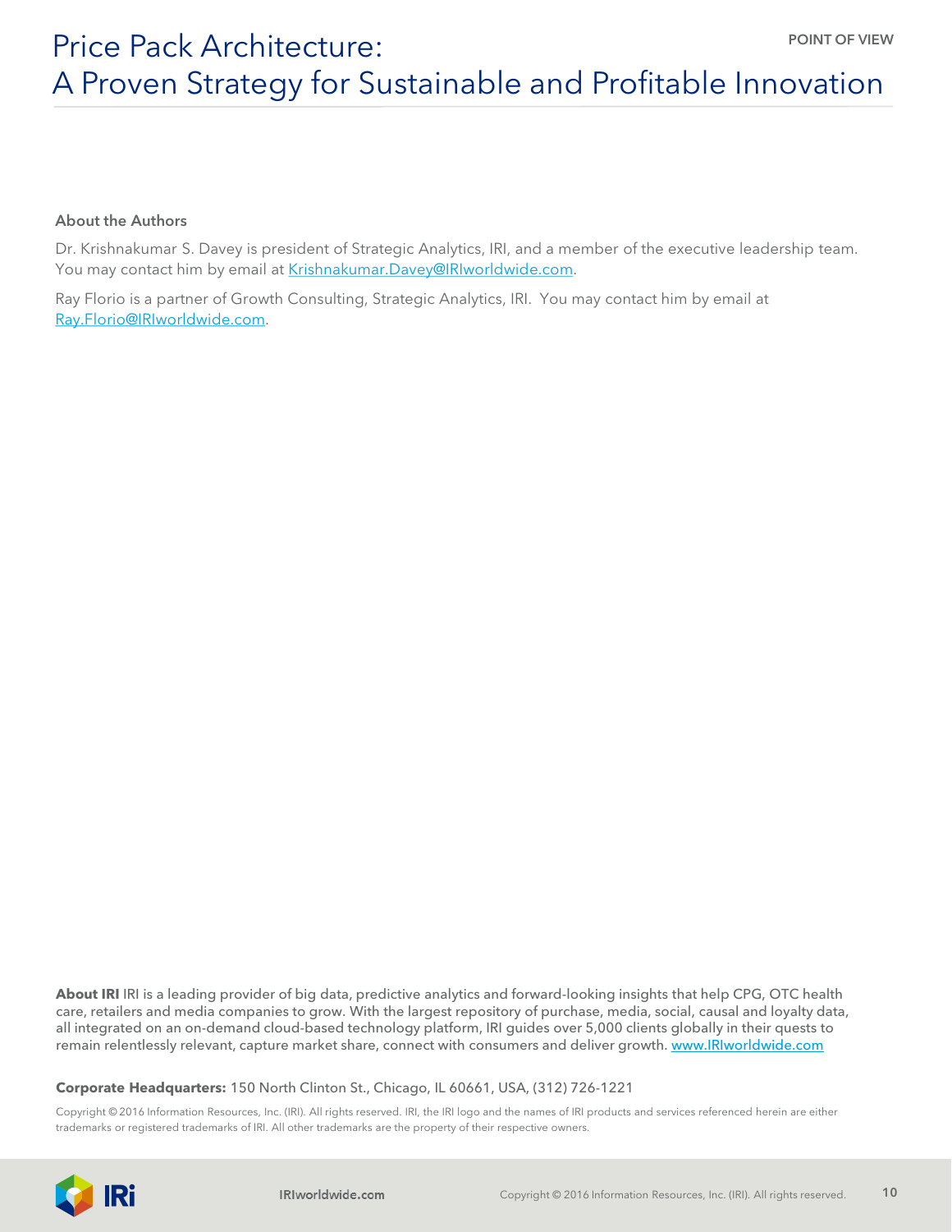### About the Authors

Dr. Krishnakumar S. Davey is president of Strategic Analytics, IRI, and a member of the executive leadership team. You may contact him by email at Krishnakumar.Davey@IRIworldwide.com.

Ray Florio is a partner of Growth Consulting, Strategic Analytics, IRI. You may contact him by email at Ray.Florio@IRIworldwide.com.

**About IRI** IRI is a leading provider of big data, predictive analytics and forward-looking insights that help CPG, OTC health care, retailers and media companies to grow. With the largest repository of purchase, media, social, causal and loyalty data, all integrated on an on-demand cloud-based technology platform, IRI guides over 5,000 clients globally in their quests to remain relentlessly relevant, capture market share, connect with consumers and deliver growth. www.IRIworldwide.com

**Corporate Headquarters:** 150 North Clinton St., Chicago, IL 60661, USA, (312) 726-1221

Copyright © 2016 Information Resources, Inc. (IRI). All rights reserved. IRI, the IRI logo and the names of IRI products and services referenced herein are either trademarks or registered trademarks of IRI. All other trademarks are the property of their respective owners.